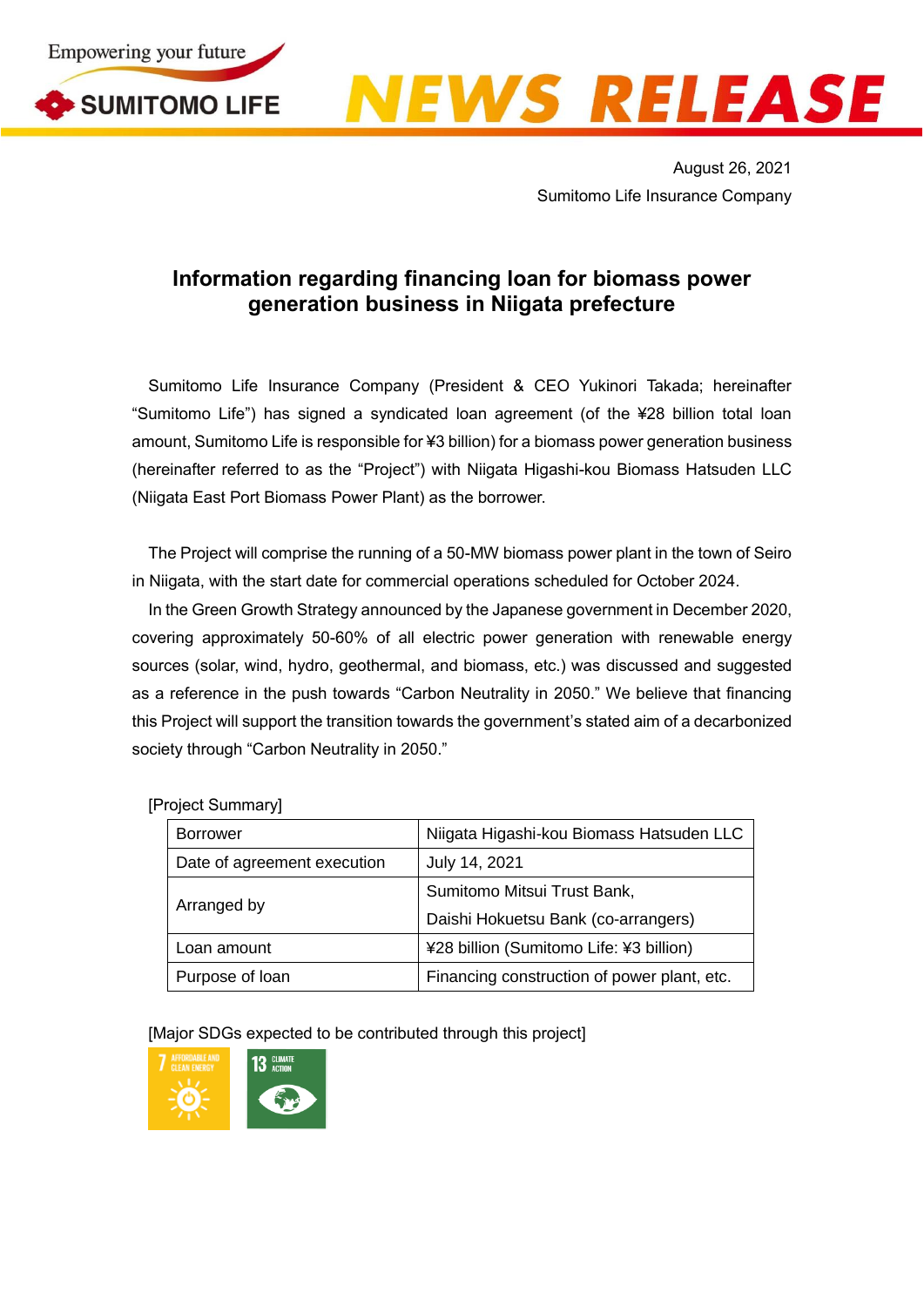August 26, 2021

Sumitomo Life Insurance Company

# Information regarding financing loan for biomass power generation business in Niigata prefecture

Sumitomo Life Insurance Company (President & CEO Yukinori Takada; hereinafter "Sumitomo Life") has signed a syndicated loan agreement (of the ¥28 billion total loan amount, Sumitomo Life is responsible for ¥3 billion) for a biomass power generation business (hereinafter referred to as the "Project") with Niigata Higashi-kou Biomass Hatsuden LLC (Niigata East Port Biomass Power Plant) as the borrower.

The Project will comprise the running of a 50-MW biomass power plant in the town of Seiro in Niigata, with the start date for commercial operations scheduled for October 2024.

In the Green Growth Strategy announced by the Japanese government in December 2020, covering approximately 50-60% of all electric power generation with renewable energy sources (solar, wind, hydro, geothermal, and biomass, etc.) was discussed and suggested as a reference in the push towards "Carbon Neutrality in 2050." We believe that financing this Project will support the transition towards the government's stated aim of a decarbonized society through "Carbon Neutrality in 2050."

[Project Summary]

| | |
|---|---|
| Borrower | Niigata Higashi-kou Biomass Hatsuden LLC |
| Date of agreement execution | July 14, 2021 |
| Arranged by | Sumitomo Mitsui Trust Bank, Daishi Hokuetsu Bank (co-arrangers) |
| Loan amount | ¥28 billion (Sumitomo Life: ¥3 billion) |
| Purpose of loan | Financing construction of power plant, etc. |

[Major SDGs expected to be contributed through this project]

7 AFFORDABLE AND CLEAN ENERGY

13 CLIMATE ACTION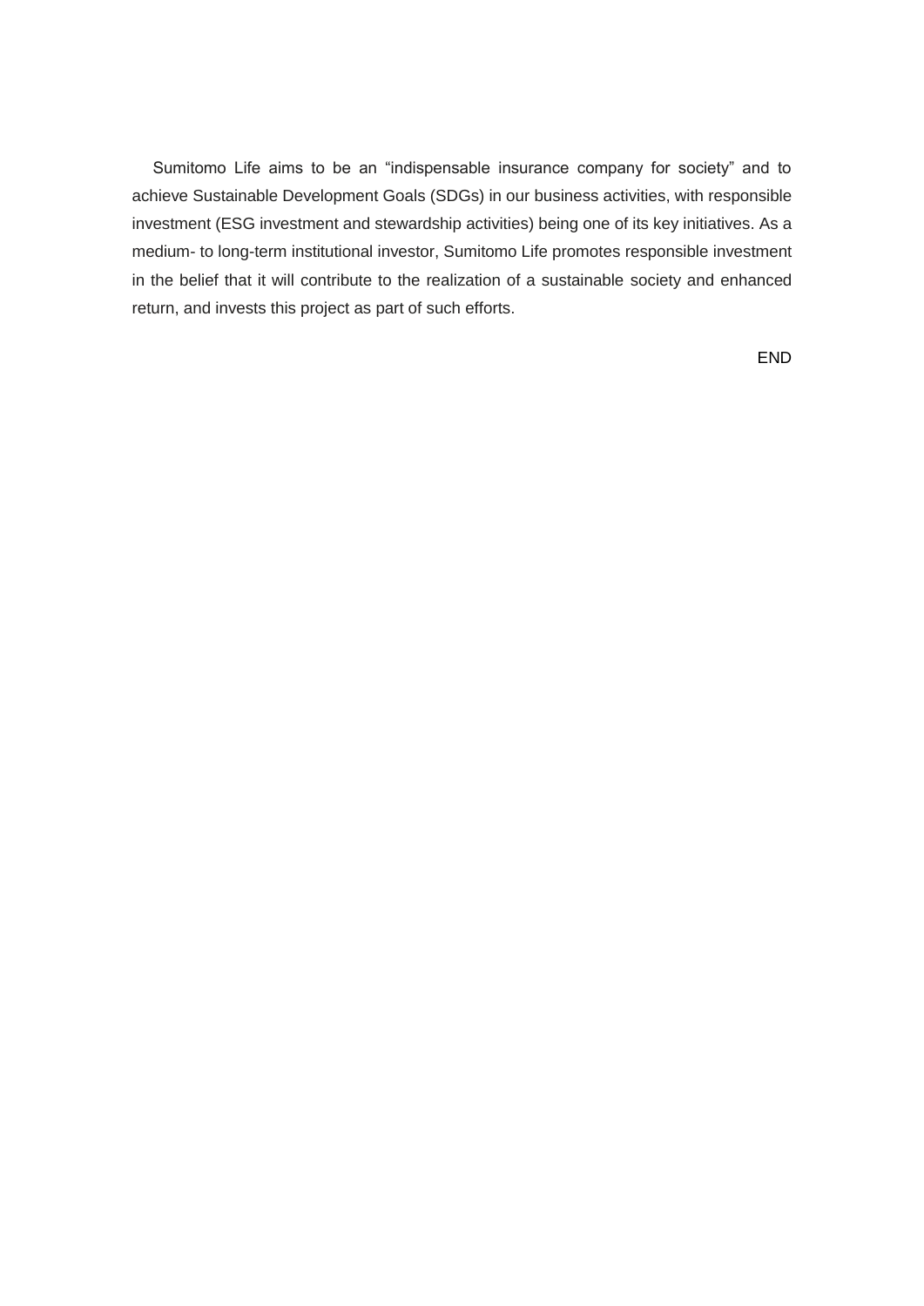Sumitomo Life aims to be an “indispensable insurance company for society” and to achieve Sustainable Development Goals (SDGs) in our business activities, with responsible investment (ESG investment and stewardship activities) being one of its key initiatives. As a medium- to long-term institutional investor, Sumitomo Life promotes responsible investment in the belief that it will contribute to the realization of a sustainable society and enhanced return, and invests this project as part of such efforts.

END